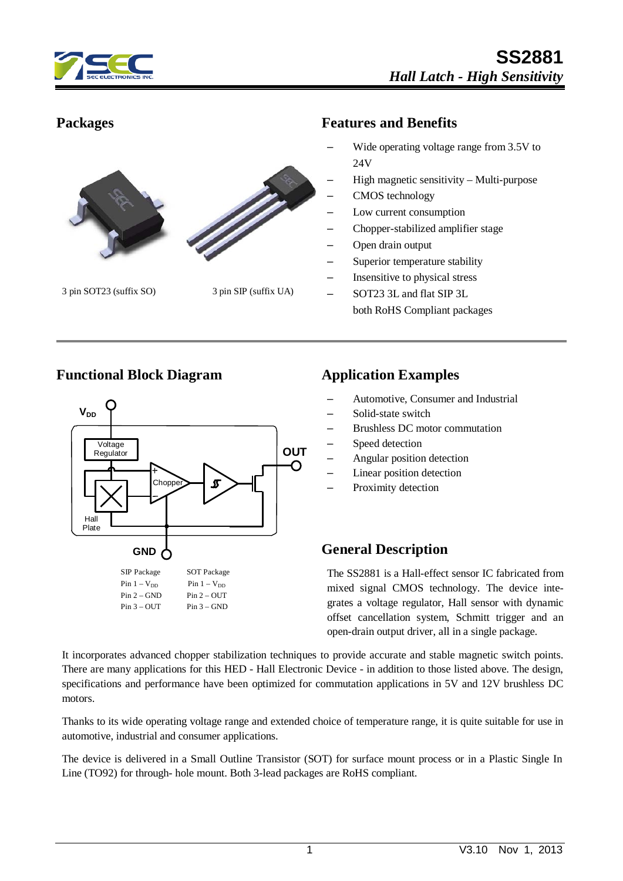# SS2881

*Hall Latch - High Sensitivity*

## Packages

3 pin SOT23 (suffix SO)

3 pin SIP (suffix UA)

## Features and Benefits

- Wide operating voltage range from 3.5V to 24V
- High magnetic sensitivity – Multi-purpose
- CMOS technology
- Low current consumption
- Chopper-stabilized amplifier stage
- Open drain output
- Superior temperature stability
- Insensitive to physical stress
- SOT23 3L and flat SIP 3L both RoHS Compliant packages

## Functional Block Diagram

| SIP Package | SOT Package |
| --- | --- |
| Pin 1 – $V_{DD}$ | Pin 1 – $V_{DD}$ |
| Pin 2 – GND | Pin 2 – OUT |
| Pin 3 – OUT | Pin 3 – GND |

## Application Examples

- Automotive, Consumer and Industrial
- Solid-state switch
- Brushless DC motor commutation
- Speed detection
- Angular position detection
- Linear position detection
- Proximity detection

## General Description

The SS2881 is a Hall-effect sensor IC fabricated from mixed signal CMOS technology. The device integrates a voltage regulator, Hall sensor with dynamic offset cancellation system, Schmitt trigger and an open-drain output driver, all in a single package.

It incorporates advanced chopper stabilization techniques to provide accurate and stable magnetic switch points. There are many applications for this HED - Hall Electronic Device - in addition to those listed above. The design, specifications and performance have been optimized for commutation applications in 5V and 12V brushless DC motors.

Thanks to its wide operating voltage range and extended choice of temperature range, it is quite suitable for use in automotive, industrial and consumer applications.

The device is delivered in a Small Outline Transistor (SOT) for surface mount process or in a Plastic Single In Line (TO92) for through- hole mount. Both 3-lead packages are RoHS compliant.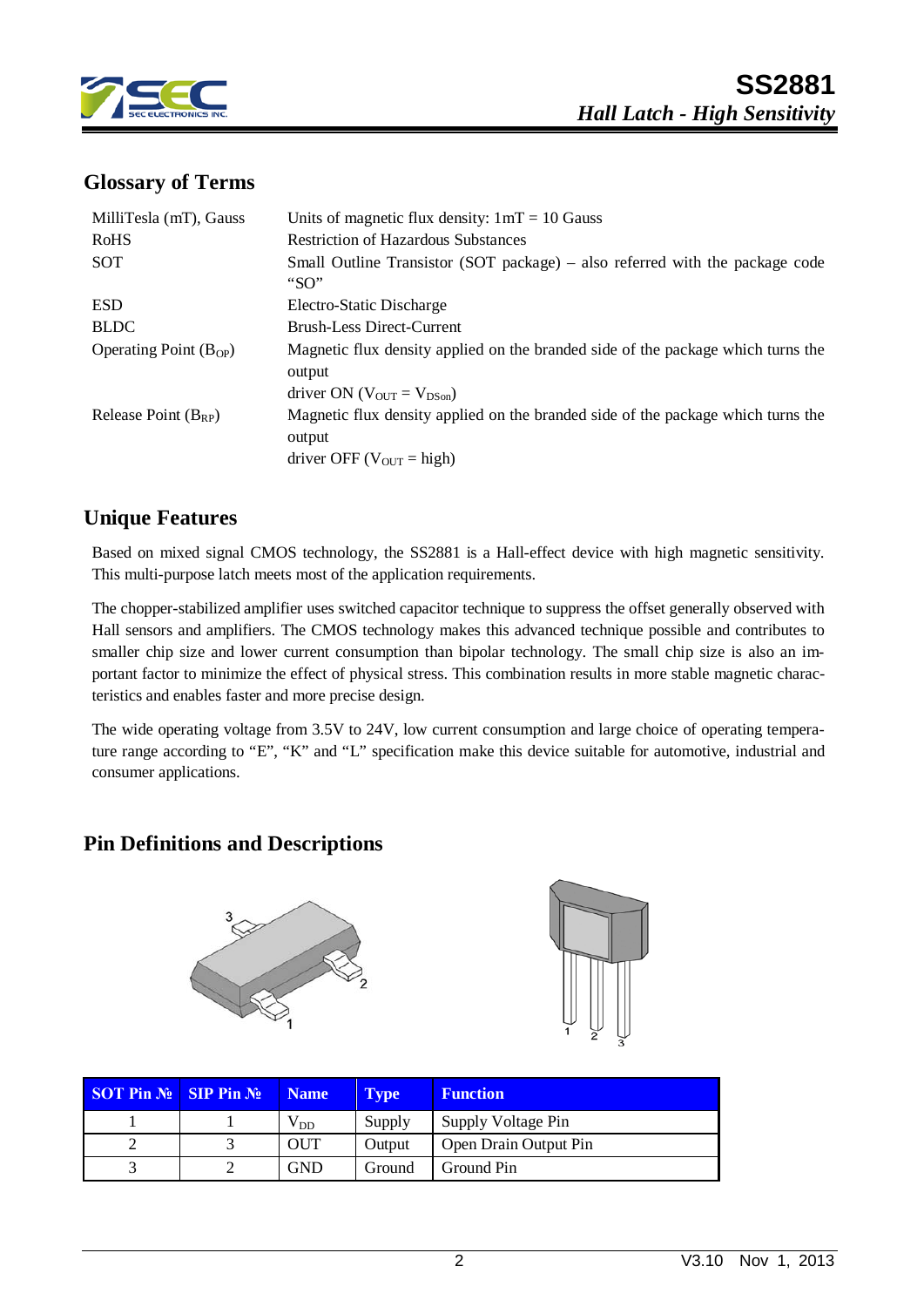## Glossary of Terms

| | |
|---|---|
| MilliTesla (mT), Gauss | Units of magnetic flux density: 1mT = 10 Gauss |
| RoHS | Restriction of Hazardous Substances |
| SOT | Small Outline Transistor (SOT package) – also referred with the package code "SO" |
| ESD | Electro-Static Discharge |
| BLDC | Brush-Less Direct-Current |
| Operating Point ($B_{OP}$) | Magnetic flux density applied on the branded side of the package which turns the output driver ON ($V_{OUT} = V_{DSon}$) |
| Release Point ($B_{RP}$) | Magnetic flux density applied on the branded side of the package which turns the output driver OFF ($V_{OUT}$ = high) |

## Unique Features

Based on mixed signal CMOS technology, the SS2881 is a Hall-effect device with high magnetic sensitivity. This multi-purpose latch meets most of the application requirements.

The chopper-stabilized amplifier uses switched capacitor technique to suppress the offset generally observed with Hall sensors and amplifiers. The CMOS technology makes this advanced technique possible and contributes to smaller chip size and lower current consumption than bipolar technology. The small chip size is also an important factor to minimize the effect of physical stress. This combination results in more stable magnetic characteristics and enables faster and more precise design.

The wide operating voltage from 3.5V to 24V, low current consumption and large choice of operating temperature range according to "E", "K" and "L" specification make this device suitable for automotive, industrial and consumer applications.

## Pin Definitions and Descriptions

| SOT Pin № | SIP Pin № | Name | Type | Function |
|---|---|---|---|---|
| 1 | 1 | $V_{DD}$ | Supply | Supply Voltage Pin |
| 2 | 3 | OUT | Output | Open Drain Output Pin |
| 3 | 2 | GND | Ground | Ground Pin |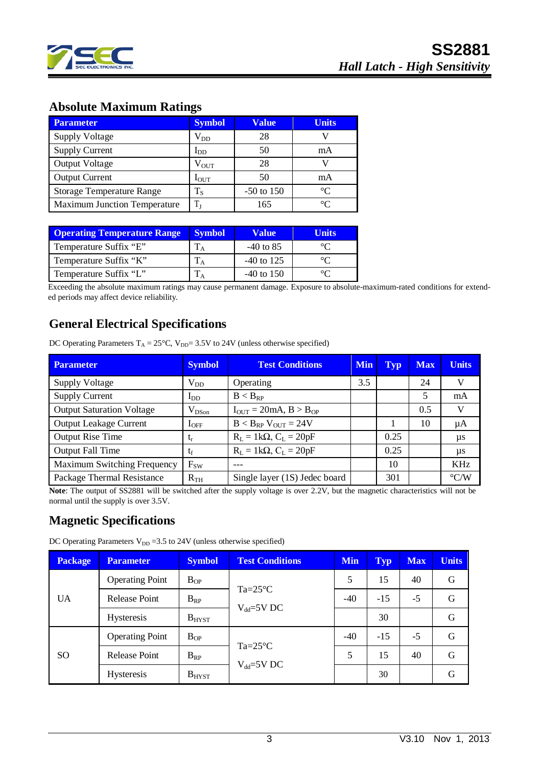## Absolute Maximum Ratings

| Parameter | Symbol | Value | Units |
|---|---|---|---|
| Supply Voltage | $V_{DD}$ | 28 | V |
| Supply Current | $I_{DD}$ | 50 | mA |
| Output Voltage | $V_{OUT}$ | 28 | V |
| Output Current | $I_{OUT}$ | 50 | mA |
| Storage Temperature Range | $T_S$ | -50 to 150 | °C |
| Maximum Junction Temperature | $T_J$ | 165 | °C |

| Operating Temperature Range | Symbol | Value | Units |
|---|---|---|---|
| Temperature Suffix "E" | $T_A$ | -40 to 85 | °C |
| Temperature Suffix "K" | $T_A$ | -40 to 125 | °C |
| Temperature Suffix "L" | $T_A$ | -40 to 150 | °C |

Exceeding the absolute maximum ratings may cause permanent damage. Exposure to absolute-maximum-rated conditions for extended periods may affect device reliability.

## General Electrical Specifications

DC Operating Parameters $T_A$ = 25°C, $V_{DD}$= 3.5V to 24V (unless otherwise specified)

| Parameter | Symbol | Test Conditions | Min | Typ | Max | Units |
|---|---|---|---|---|---|---|
| Supply Voltage | $V_{DD}$ | Operating | 3.5 | | 24 | V |
| Supply Current | $I_{DD}$ | $B < B_{RP}$ | | | 5 | mA |
| Output Saturation Voltage | $V_{DSon}$ | $I_{OUT}$ = 20mA, $B > B_{OP}$ | | | 0.5 | V |
| Output Leakage Current | $I_{OFF}$ | $B < B_{RP}$ $V_{OUT}$ = 24V | | 1 | 10 | µA |
| Output Rise Time | $t_r$ | $R_L$ = 1kΩ, $C_L$ = 20pF | | 0.25 | | µs |
| Output Fall Time | $t_f$ | $R_L$ = 1kΩ, $C_L$ = 20pF | | 0.25 | | µs |
| Maximum Switching Frequency | $F_{SW}$ | --- | | 10 | | KHz |
| Package Thermal Resistance | $R_{TH}$ | Single layer (1S) Jedec board | | 301 | | °C/W |

**Note**: The output of SS2881 will be switched after the supply voltage is over 2.2V, but the magnetic characteristics will not be normal until the supply is over 3.5V.

## Magnetic Specifications

DC Operating Parameters $V_{DD}$ =3.5 to 24V (unless otherwise specified)

| Package | Parameter | Symbol | Test Conditions | Min | Typ | Max | Units |
|---|---|---|---|---|---|---|---|
| UA | Operating Point | $B_{OP}$ | Ta=25°C $V_{dd}$=5V DC | 5 | 15 | 40 | G |
| | Release Point | $B_{RP}$ | | -40 | -15 | -5 | G |
| | Hysteresis | $B_{HYST}$ | | | 30 | | G |
| SO | Operating Point | $B_{OP}$ | Ta=25°C $V_{dd}$=5V DC | -40 | -15 | -5 | G |
| | Release Point | $B_{RP}$ | | 5 | 15 | 40 | G |
| | Hysteresis | $B_{HYST}$ | | | 30 | | G |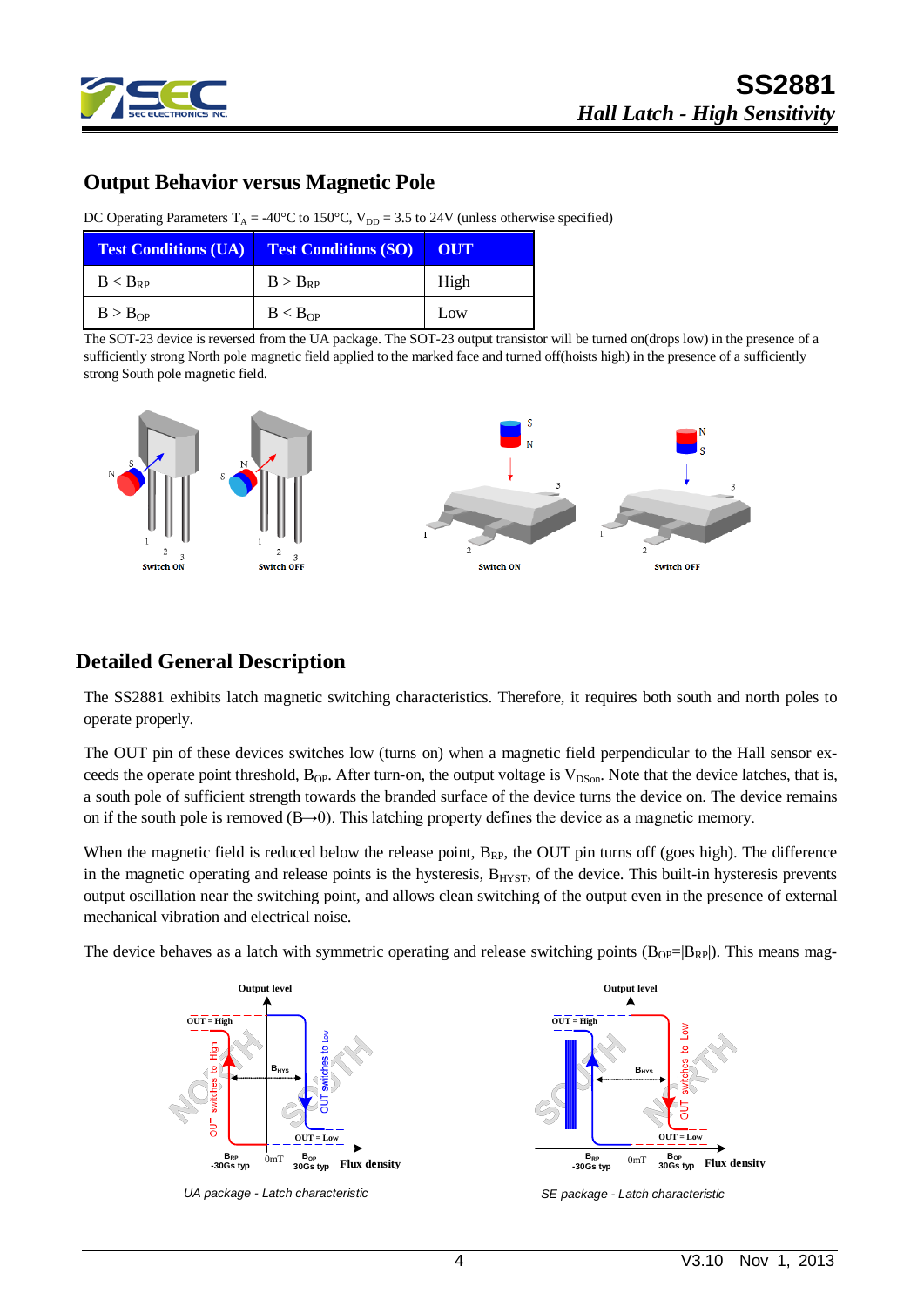## Output Behavior versus Magnetic Pole

DC Operating Parameters $T_A$ = -40°C to 150°C, $V_{DD}$ = 3.5 to 24V (unless otherwise specified)

| Test Conditions (UA) | Test Conditions (SO) | OUT |
|---|---|---|
| $B < B_{RP}$ | $B > B_{RP}$ | High |
| $B > B_{OP}$ | $B < B_{OP}$ | Low |

The SOT-23 device is reversed from the UA package. The SOT-23 output transistor will be turned on(drops low) in the presence of a sufficiently strong North pole magnetic field applied to the marked face and turned off(hoists high) in the presence of a sufficiently strong South pole magnetic field.

Switch ON　Switch OFF　Switch ON　Switch OFF

## Detailed General Description

The SS2881 exhibits latch magnetic switching characteristics. Therefore, it requires both south and north poles to operate properly.

The OUT pin of these devices switches low (turns on) when a magnetic field perpendicular to the Hall sensor exceeds the operate point threshold, $B_{OP}$. After turn-on, the output voltage is $V_{DSon}$. Note that the device latches, that is, a south pole of sufficient strength towards the branded surface of the device turns the device on. The device remains on if the south pole is removed ($B \rightarrow 0$). This latching property defines the device as a magnetic memory.

When the magnetic field is reduced below the release point, $B_{RP}$, the OUT pin turns off (goes high). The difference in the magnetic operating and release points is the hysteresis, $B_{HYST}$, of the device. This built-in hysteresis prevents output oscillation near the switching point, and allows clean switching of the output even in the presence of external mechanical vibration and electrical noise.

The device behaves as a latch with symmetric operating and release switching points ($B_{OP}=|B_{RP}|$). This means mag-

*UA package - Latch characteristic*

*SE package - Latch characteristic*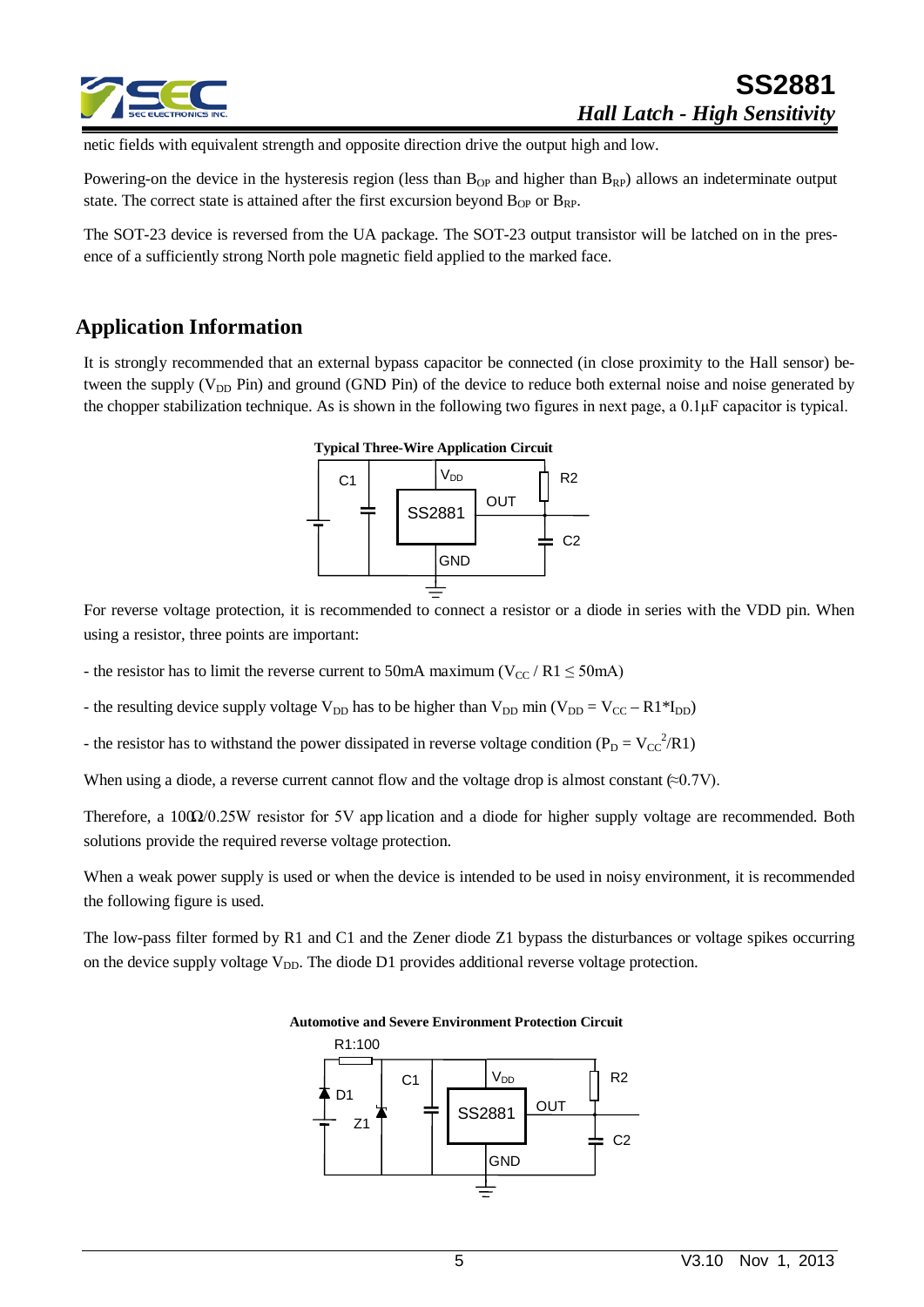netic fields with equivalent strength and opposite direction drive the output high and low.

Powering-on the device in the hysteresis region (less than $B_{OP}$ and higher than $B_{RP}$) allows an indeterminate output state. The correct state is attained after the first excursion beyond $B_{OP}$ or $B_{RP}$.

The SOT-23 device is reversed from the UA package. The SOT-23 output transistor will be latched on in the presence of a sufficiently strong North pole magnetic field applied to the marked face.

## Application Information

It is strongly recommended that an external bypass capacitor be connected (in close proximity to the Hall sensor) between the supply ($V_{DD}$ Pin) and ground (GND Pin) of the device to reduce both external noise and noise generated by the chopper stabilization technique. As is shown in the following two figures in next page, a 0.1μF capacitor is typical.

**Typical Three-Wire Application Circuit**

For reverse voltage protection, it is recommended to connect a resistor or a diode in series with the VDD pin. When using a resistor, three points are important:

- the resistor has to limit the reverse current to 50mA maximum ($V_{CC}$ / R1 ≤ 50mA)

- the resulting device supply voltage $V_{DD}$ has to be higher than $V_{DD}$ min ($V_{DD} = V_{CC} – R1*I_{DD}$)

- the resistor has to withstand the power dissipated in reverse voltage condition ($P_D = V_{CC}^2/R1$)

When using a diode, a reverse current cannot flow and the voltage drop is almost constant (≈0.7V).

Therefore, a 100Ω/0.25W resistor for 5V application and a diode for higher supply voltage are recommended. Both solutions provide the required reverse voltage protection.

When a weak power supply is used or when the device is intended to be used in noisy environment, it is recommended the following figure is used.

The low-pass filter formed by R1 and C1 and the Zener diode Z1 bypass the disturbances or voltage spikes occurring on the device supply voltage $V_{DD}$. The diode D1 provides additional reverse voltage protection.

**Automotive and Severe Environment Protection Circuit**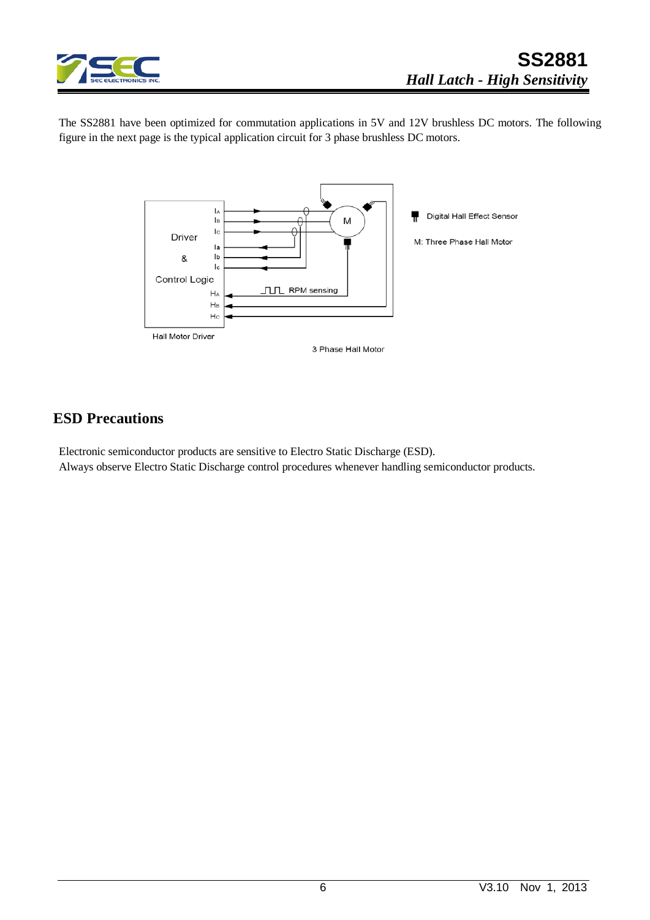The SS2881 have been optimized for commutation applications in 5V and 12V brushless DC motors. The following figure in the next page is the typical application circuit for 3 phase brushless DC motors.

## ESD Precautions

Electronic semiconductor products are sensitive to Electro Static Discharge (ESD).
Always observe Electro Static Discharge control procedures whenever handling semiconductor products.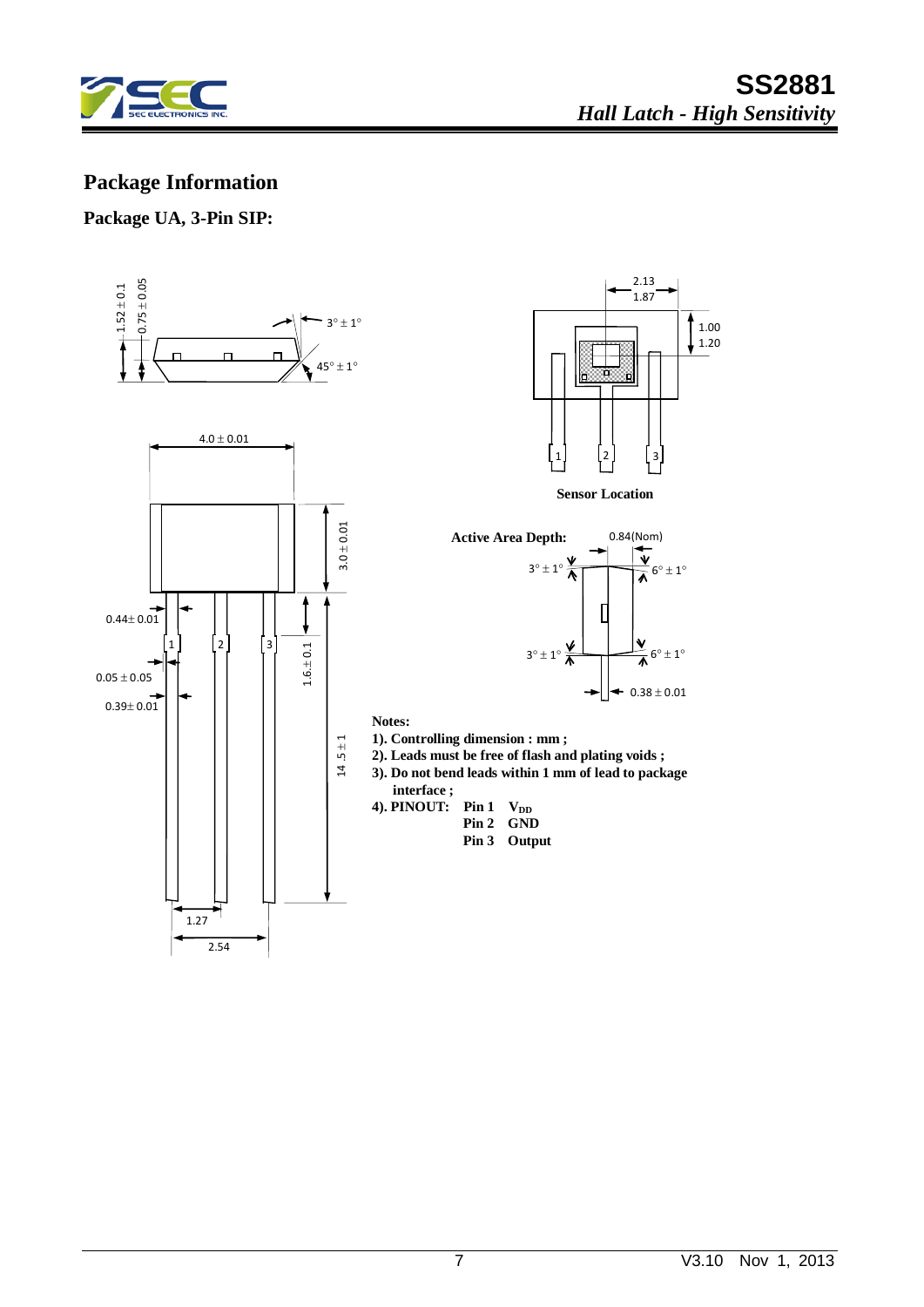## Package Information

### Package UA, 3-Pin SIP:

**Sensor Location**

**Active Area Depth:**

**Notes:**

1). Controlling dimension : mm ;
2). Leads must be free of flash and plating voids ;
3). Do not bend leads within 1 mm of lead to package interface ;
4). PINOUT: Pin 1 $V_{DD}$
Pin 2 GND
Pin 3 Output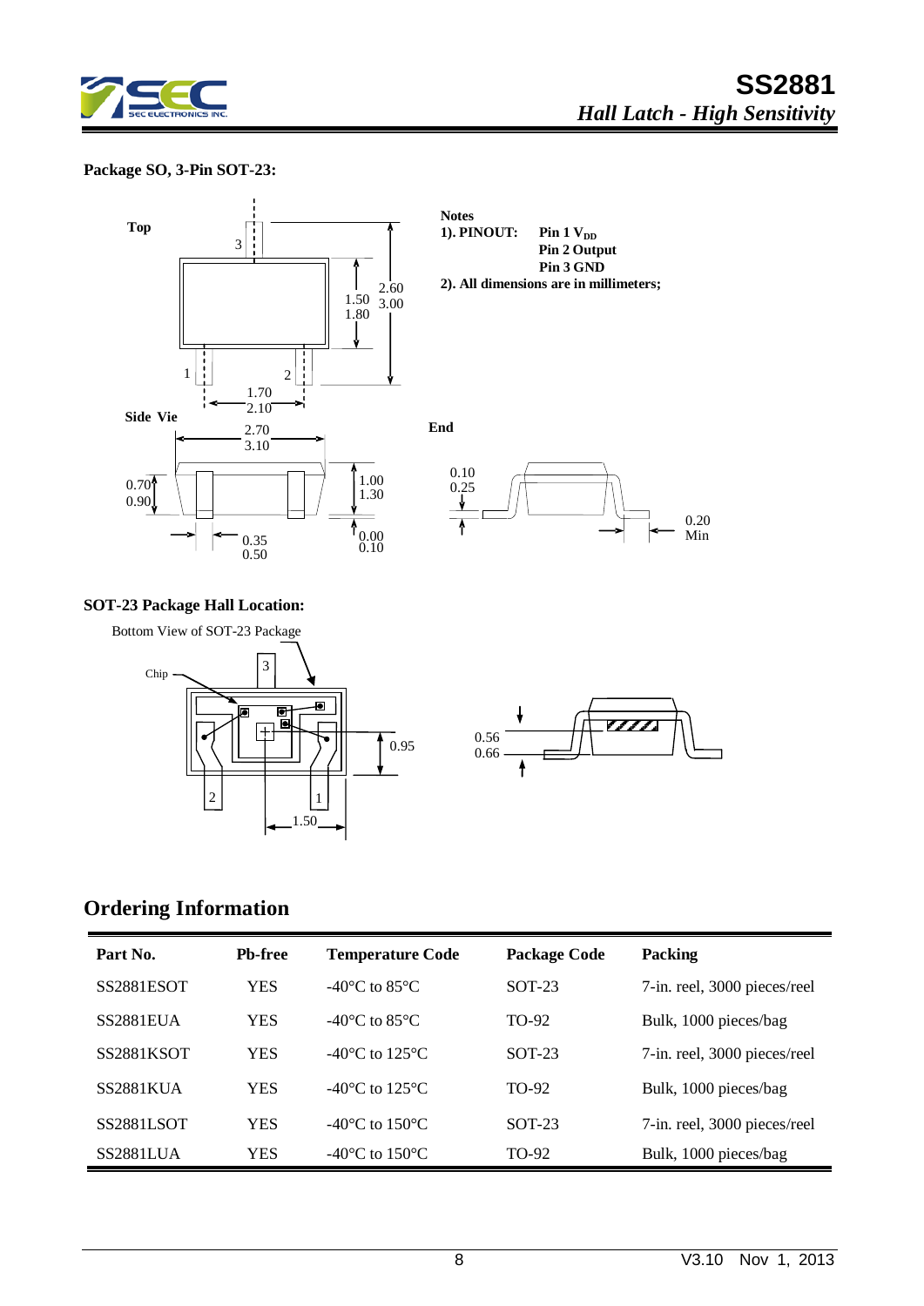**Package SO, 3-Pin SOT-23:**

Top

3

1.50
1.80

2.60
3.00

1 2

1.70
2.10

**Notes**

**1). PINOUT: Pin 1 $V_{DD}$**
**Pin 2 Output**
**Pin 3 GND**

**2). All dimensions are in millimeters;**

Side Vie

2.70
3.10

0.70
0.90

1.00
1.30

0.35
0.50

0.00
0.10

End

0.10
0.25

0.20
Min

**SOT-23 Package Hall Location:**

Bottom View of SOT-23 Package

Chip

3

2 1

0.95

1.50

0.56
0.66

## Ordering Information

| Part No. | Pb-free | Temperature Code | Package Code | Packing |
|---|---|---|---|---|
| SS2881ESOT | YES | -40°C to 85°C | SOT-23 | 7-in. reel, 3000 pieces/reel |
| SS2881EUA | YES | -40°C to 85°C | TO-92 | Bulk, 1000 pieces/bag |
| SS2881KSOT | YES | -40°C to 125°C | SOT-23 | 7-in. reel, 3000 pieces/reel |
| SS2881KUA | YES | -40°C to 125°C | TO-92 | Bulk, 1000 pieces/bag |
| SS2881LSOT | YES | -40°C to 150°C | SOT-23 | 7-in. reel, 3000 pieces/reel |
| SS2881LUA | YES | -40°C to 150°C | TO-92 | Bulk, 1000 pieces/bag |